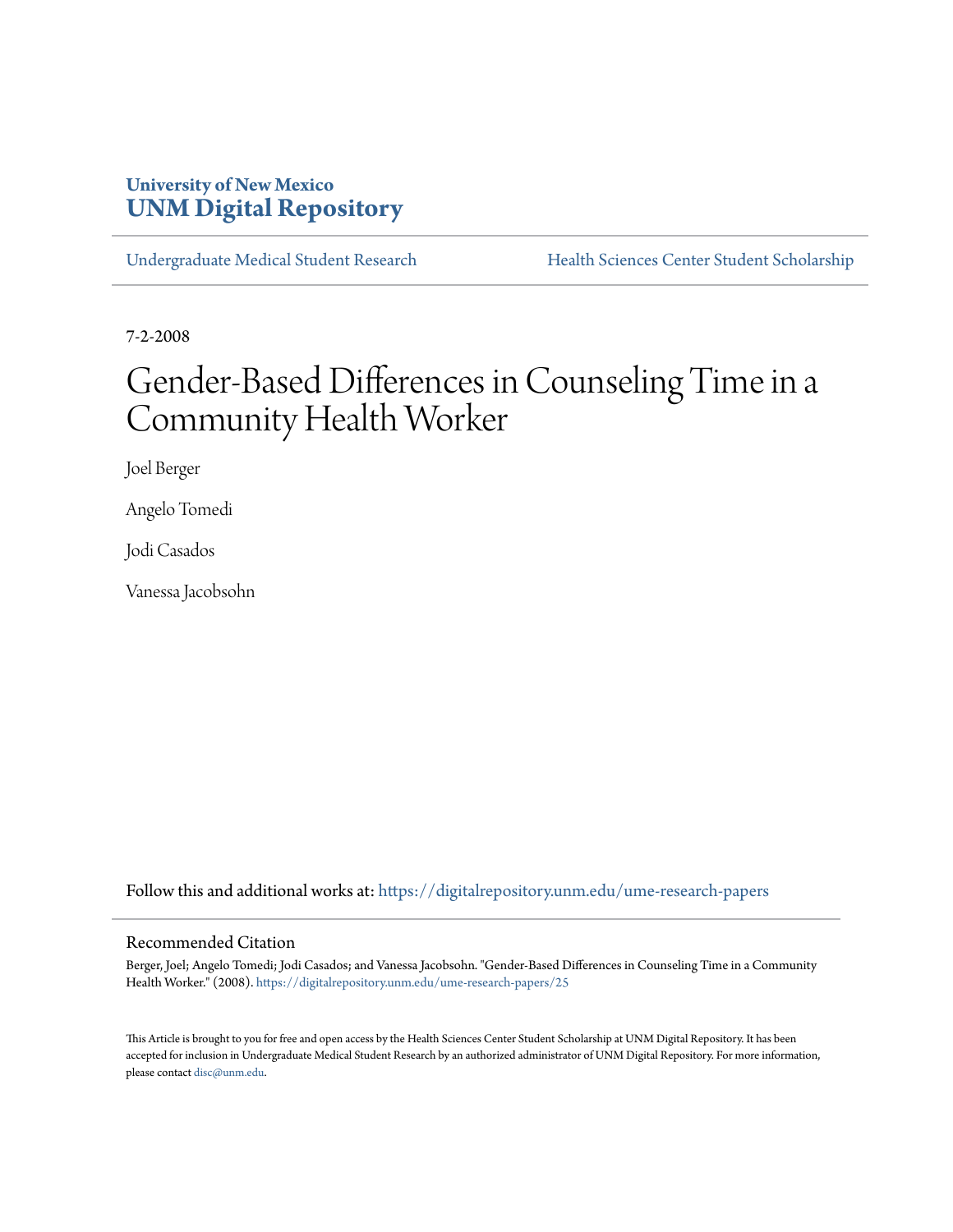University of New Mexico
**UNM Digital Repository**

Undergraduate Medical Student Research | Health Sciences Center Student Scholarship

7-2-2008

# Gender-Based Differences in Counseling Time in a Community Health Worker

Joel Berger

Angelo Tomedi

Jodi Casados

Vanessa Jacobsohn

Follow this and additional works at: https://digitalrepository.unm.edu/ume-research-papers

## Recommended Citation

Berger, Joel; Angelo Tomedi; Jodi Casados; and Vanessa Jacobsohn. "Gender-Based Differences in Counseling Time in a Community Health Worker." (2008). https://digitalrepository.unm.edu/ume-research-papers/25

This Article is brought to you for free and open access by the Health Sciences Center Student Scholarship at UNM Digital Repository. It has been accepted for inclusion in Undergraduate Medical Student Research by an authorized administrator of UNM Digital Repository. For more information, please contact disc@unm.edu.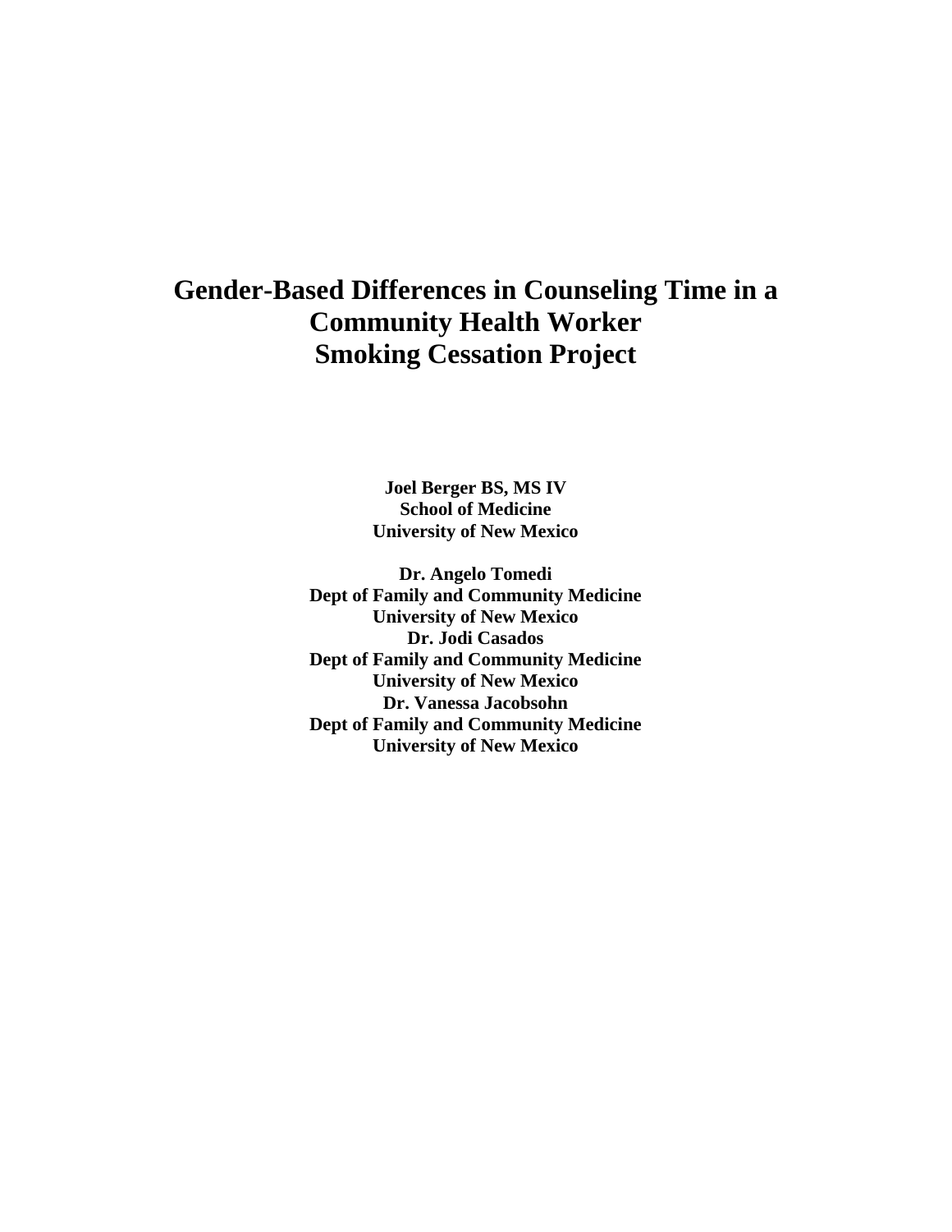# Gender-Based Differences in Counseling Time in a Community Health Worker Smoking Cessation Project

**Joel Berger BS, MS IV**
**School of Medicine**
**University of New Mexico**

**Dr. Angelo Tomedi**
**Dept of Family and Community Medicine**
**University of New Mexico**
**Dr. Jodi Casados**
**Dept of Family and Community Medicine**
**University of New Mexico**
**Dr. Vanessa Jacobsohn**
**Dept of Family and Community Medicine**
**University of New Mexico**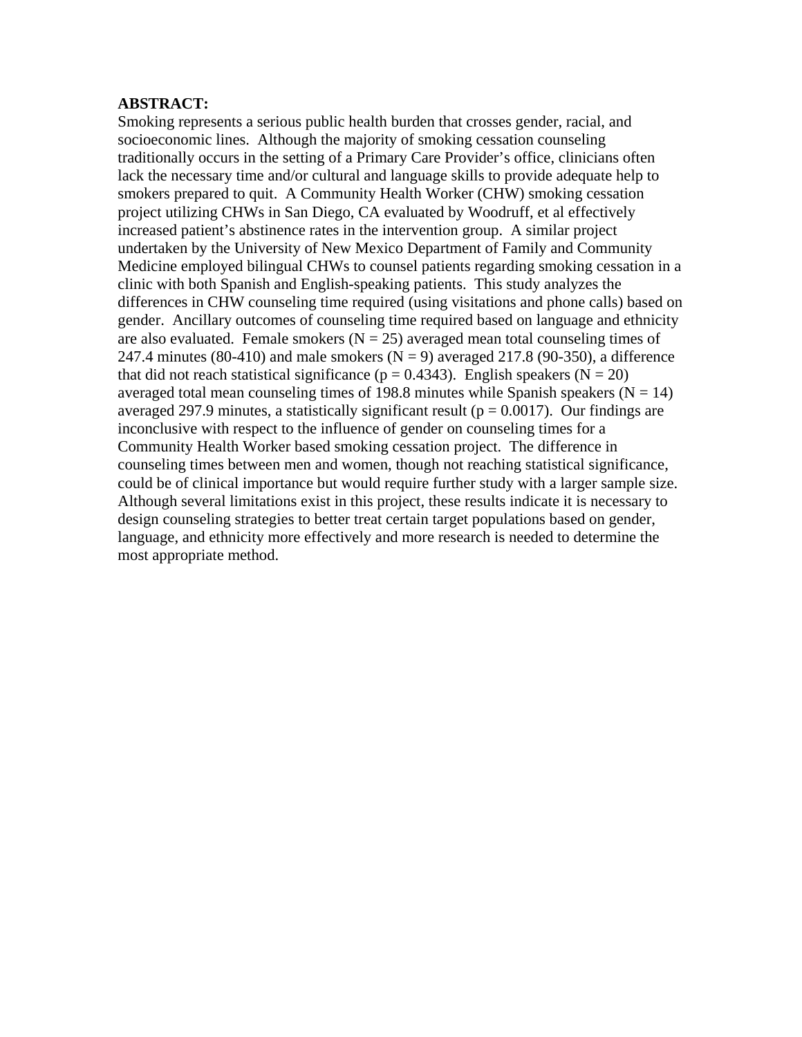**ABSTRACT:**

Smoking represents a serious public health burden that crosses gender, racial, and socioeconomic lines. Although the majority of smoking cessation counseling traditionally occurs in the setting of a Primary Care Provider's office, clinicians often lack the necessary time and/or cultural and language skills to provide adequate help to smokers prepared to quit. A Community Health Worker (CHW) smoking cessation project utilizing CHWs in San Diego, CA evaluated by Woodruff, et al effectively increased patient's abstinence rates in the intervention group. A similar project undertaken by the University of New Mexico Department of Family and Community Medicine employed bilingual CHWs to counsel patients regarding smoking cessation in a clinic with both Spanish and English-speaking patients. This study analyzes the differences in CHW counseling time required (using visitations and phone calls) based on gender. Ancillary outcomes of counseling time required based on language and ethnicity are also evaluated. Female smokers ($N = 25$) averaged mean total counseling times of 247.4 minutes (80-410) and male smokers ($N = 9$) averaged 217.8 (90-350), a difference that did not reach statistical significance ($p = 0.4343$). English speakers ($N = 20$) averaged total mean counseling times of 198.8 minutes while Spanish speakers ($N = 14$) averaged 297.9 minutes, a statistically significant result ($p = 0.0017$). Our findings are inconclusive with respect to the influence of gender on counseling times for a Community Health Worker based smoking cessation project. The difference in counseling times between men and women, though not reaching statistical significance, could be of clinical importance but would require further study with a larger sample size. Although several limitations exist in this project, these results indicate it is necessary to design counseling strategies to better treat certain target populations based on gender, language, and ethnicity more effectively and more research is needed to determine the most appropriate method.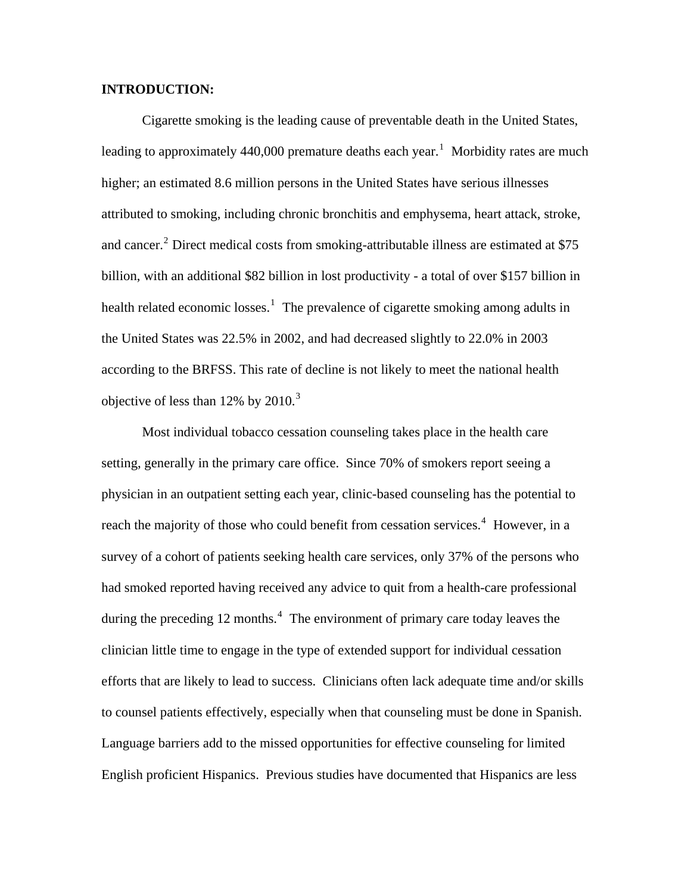**INTRODUCTION:**

Cigarette smoking is the leading cause of preventable death in the United States, leading to approximately 440,000 premature deaths each year.[1] Morbidity rates are much higher; an estimated 8.6 million persons in the United States have serious illnesses attributed to smoking, including chronic bronchitis and emphysema, heart attack, stroke, and cancer.[2] Direct medical costs from smoking-attributable illness are estimated at $75 billion, with an additional $82 billion in lost productivity - a total of over $157 billion in health related economic losses.[1] The prevalence of cigarette smoking among adults in the United States was 22.5% in 2002, and had decreased slightly to 22.0% in 2003 according to the BRFSS. This rate of decline is not likely to meet the national health objective of less than 12% by 2010.[3]

Most individual tobacco cessation counseling takes place in the health care setting, generally in the primary care office. Since 70% of smokers report seeing a physician in an outpatient setting each year, clinic-based counseling has the potential to reach the majority of those who could benefit from cessation services.[4] However, in a survey of a cohort of patients seeking health care services, only 37% of the persons who had smoked reported having received any advice to quit from a health-care professional during the preceding 12 months.[4] The environment of primary care today leaves the clinician little time to engage in the type of extended support for individual cessation efforts that are likely to lead to success. Clinicians often lack adequate time and/or skills to counsel patients effectively, especially when that counseling must be done in Spanish. Language barriers add to the missed opportunities for effective counseling for limited English proficient Hispanics. Previous studies have documented that Hispanics are less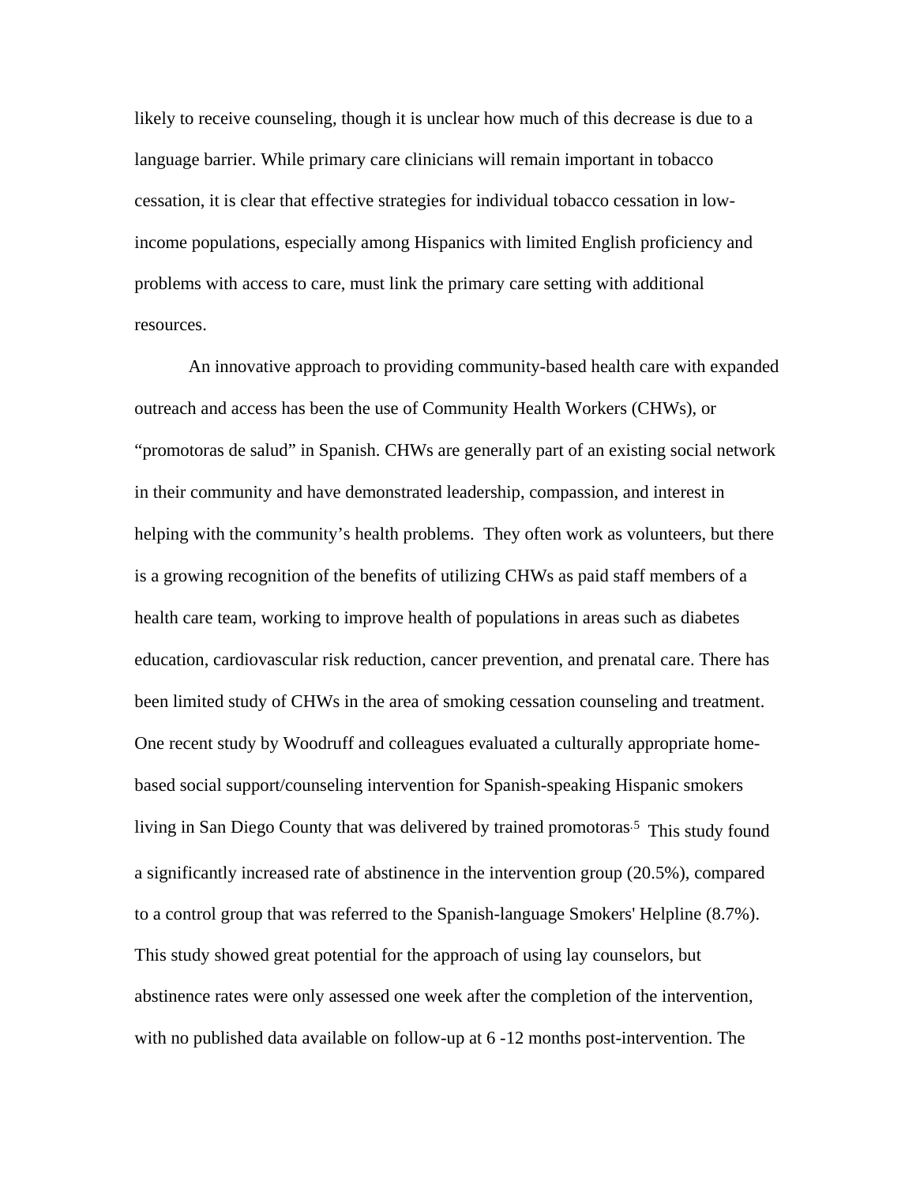likely to receive counseling, though it is unclear how much of this decrease is due to a language barrier. While primary care clinicians will remain important in tobacco cessation, it is clear that effective strategies for individual tobacco cessation in low-income populations, especially among Hispanics with limited English proficiency and problems with access to care, must link the primary care setting with additional resources.

An innovative approach to providing community-based health care with expanded outreach and access has been the use of Community Health Workers (CHWs), or "promotoras de salud" in Spanish. CHWs are generally part of an existing social network in their community and have demonstrated leadership, compassion, and interest in helping with the community's health problems. They often work as volunteers, but there is a growing recognition of the benefits of utilizing CHWs as paid staff members of a health care team, working to improve health of populations in areas such as diabetes education, cardiovascular risk reduction, cancer prevention, and prenatal care. There has been limited study of CHWs in the area of smoking cessation counseling and treatment. One recent study by Woodruff and colleagues evaluated a culturally appropriate home-based social support/counseling intervention for Spanish-speaking Hispanic smokers living in San Diego County that was delivered by trained promotoras.[5] This study found a significantly increased rate of abstinence in the intervention group (20.5%), compared to a control group that was referred to the Spanish-language Smokers' Helpline (8.7%). This study showed great potential for the approach of using lay counselors, but abstinence rates were only assessed one week after the completion of the intervention, with no published data available on follow-up at 6 -12 months post-intervention. The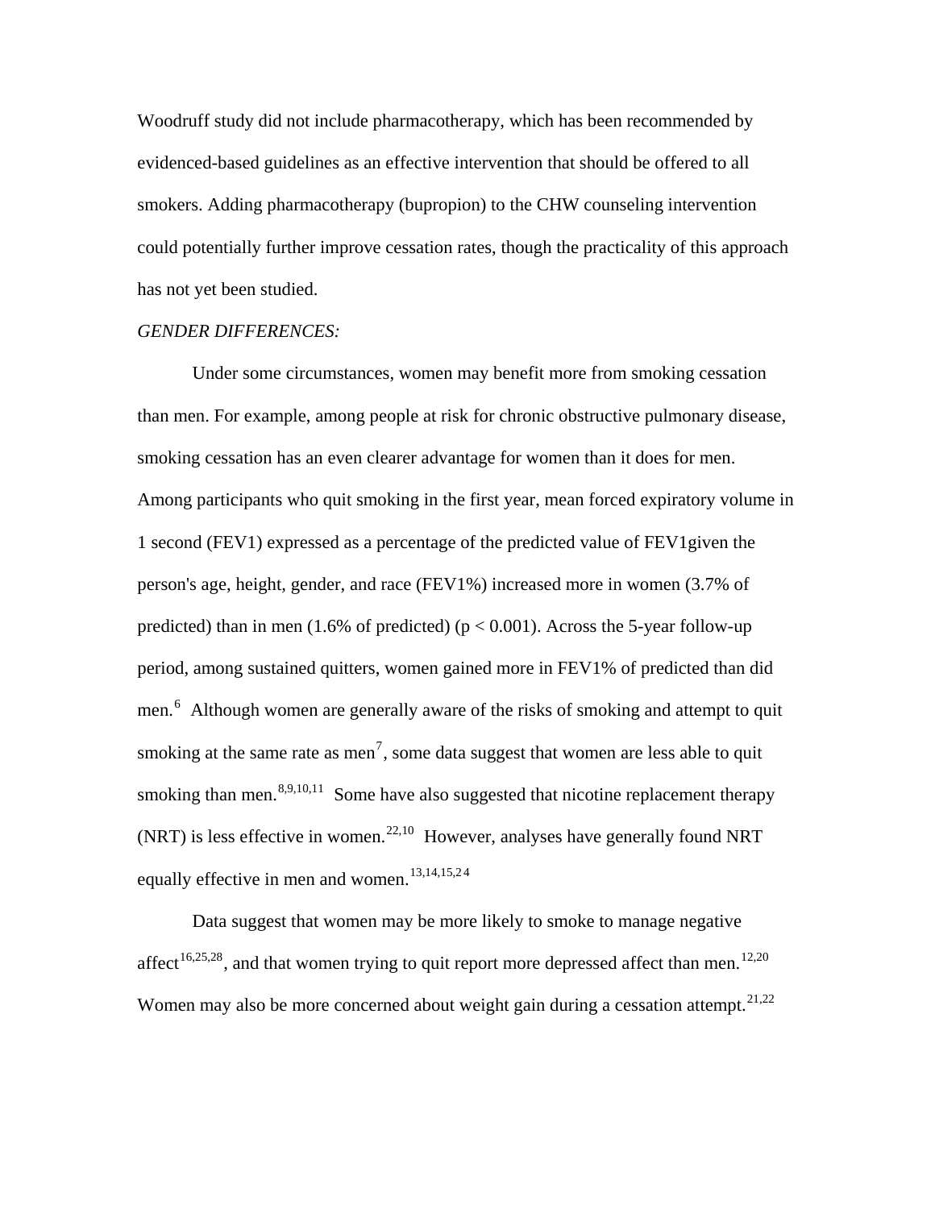Woodruff study did not include pharmacotherapy, which has been recommended by evidenced-based guidelines as an effective intervention that should be offered to all smokers. Adding pharmacotherapy (bupropion) to the CHW counseling intervention could potentially further improve cessation rates, though the practicality of this approach has not yet been studied.

*GENDER DIFFERENCES:*

Under some circumstances, women may benefit more from smoking cessation than men. For example, among people at risk for chronic obstructive pulmonary disease, smoking cessation has an even clearer advantage for women than it does for men. Among participants who quit smoking in the first year, mean forced expiratory volume in 1 second (FEV1) expressed as a percentage of the predicted value of FEV1given the person's age, height, gender, and race (FEV1%) increased more in women (3.7% of predicted) than in men (1.6% of predicted) ($p < 0.001$). Across the 5-year follow-up period, among sustained quitters, women gained more in FEV1% of predicted than did men.[6] Although women are generally aware of the risks of smoking and attempt to quit smoking at the same rate as men[7], some data suggest that women are less able to quit smoking than men.[8,9,10,11] Some have also suggested that nicotine replacement therapy (NRT) is less effective in women.[22,10] However, analyses have generally found NRT equally effective in men and women.[13,14,15,24]

Data suggest that women may be more likely to smoke to manage negative affect[16,25,28], and that women trying to quit report more depressed affect than men.[12,20] Women may also be more concerned about weight gain during a cessation attempt.[21,22]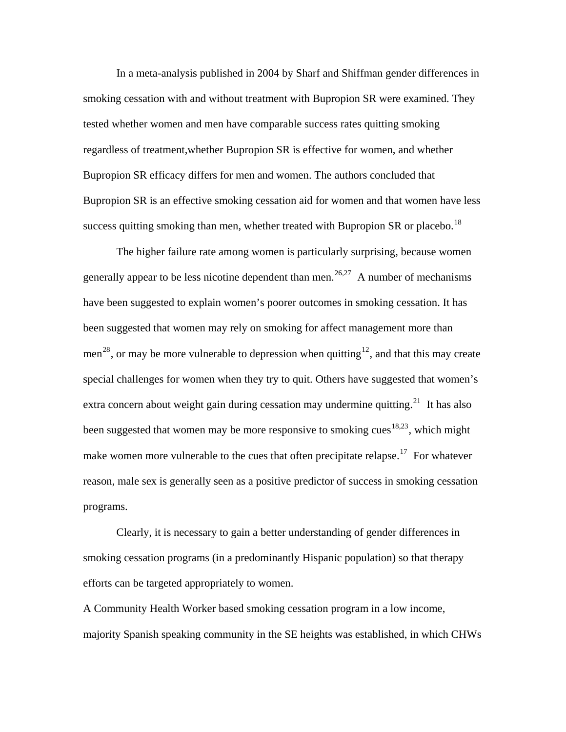In a meta-analysis published in 2004 by Sharf and Shiffman gender differences in smoking cessation with and without treatment with Bupropion SR were examined. They tested whether women and men have comparable success rates quitting smoking regardless of treatment,whether Bupropion SR is effective for women, and whether Bupropion SR efficacy differs for men and women. The authors concluded that Bupropion SR is an effective smoking cessation aid for women and that women have less success quitting smoking than men, whether treated with Bupropion SR or placebo.[18]

The higher failure rate among women is particularly surprising, because women generally appear to be less nicotine dependent than men.[26,27] A number of mechanisms have been suggested to explain women's poorer outcomes in smoking cessation. It has been suggested that women may rely on smoking for affect management more than men[28], or may be more vulnerable to depression when quitting[12], and that this may create special challenges for women when they try to quit. Others have suggested that women's extra concern about weight gain during cessation may undermine quitting.[21] It has also been suggested that women may be more responsive to smoking cues[18,23], which might make women more vulnerable to the cues that often precipitate relapse.[17] For whatever reason, male sex is generally seen as a positive predictor of success in smoking cessation programs.

Clearly, it is necessary to gain a better understanding of gender differences in smoking cessation programs (in a predominantly Hispanic population) so that therapy efforts can be targeted appropriately to women.

A Community Health Worker based smoking cessation program in a low income, majority Spanish speaking community in the SE heights was established, in which CHWs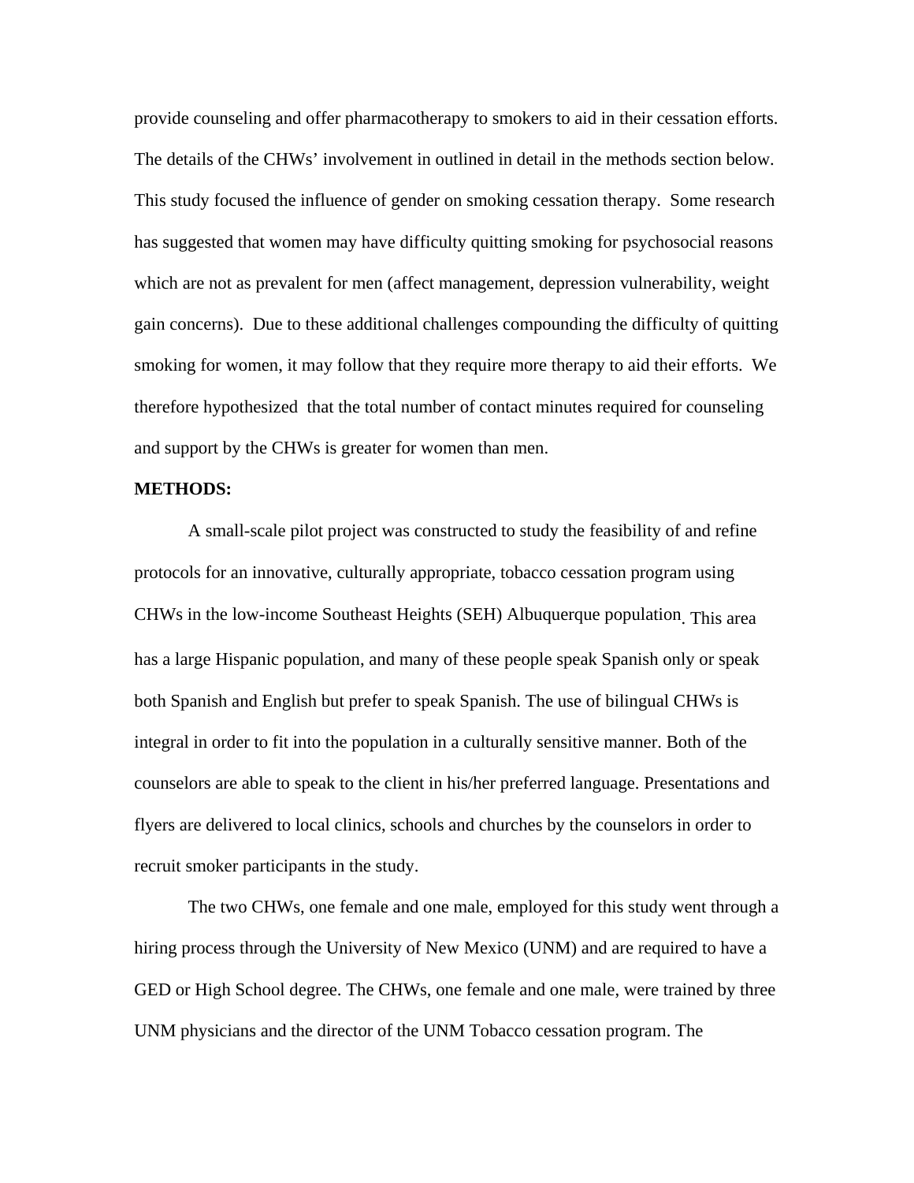provide counseling and offer pharmacotherapy to smokers to aid in their cessation efforts. The details of the CHWs' involvement in outlined in detail in the methods section below. This study focused the influence of gender on smoking cessation therapy. Some research has suggested that women may have difficulty quitting smoking for psychosocial reasons which are not as prevalent for men (affect management, depression vulnerability, weight gain concerns). Due to these additional challenges compounding the difficulty of quitting smoking for women, it may follow that they require more therapy to aid their efforts. We therefore hypothesized that the total number of contact minutes required for counseling and support by the CHWs is greater for women than men.

**METHODS:**

A small-scale pilot project was constructed to study the feasibility of and refine protocols for an innovative, culturally appropriate, tobacco cessation program using CHWs in the low-income Southeast Heights (SEH) Albuquerque population. This area has a large Hispanic population, and many of these people speak Spanish only or speak both Spanish and English but prefer to speak Spanish. The use of bilingual CHWs is integral in order to fit into the population in a culturally sensitive manner. Both of the counselors are able to speak to the client in his/her preferred language. Presentations and flyers are delivered to local clinics, schools and churches by the counselors in order to recruit smoker participants in the study.

The two CHWs, one female and one male, employed for this study went through a hiring process through the University of New Mexico (UNM) and are required to have a GED or High School degree. The CHWs, one female and one male, were trained by three UNM physicians and the director of the UNM Tobacco cessation program. The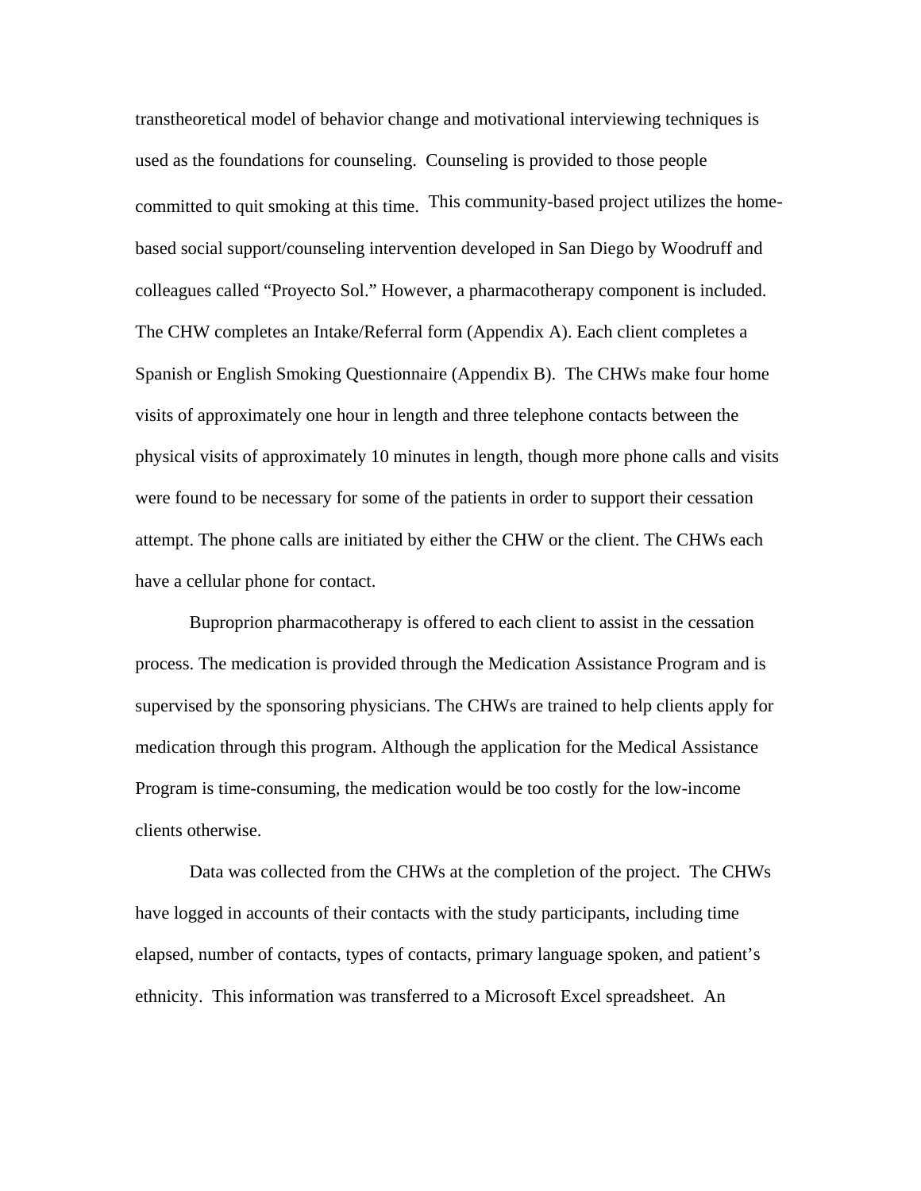transtheoretical model of behavior change and motivational interviewing techniques is used as the foundations for counseling. Counseling is provided to those people committed to quit smoking at this time. This community-based project utilizes the home-based social support/counseling intervention developed in San Diego by Woodruff and colleagues called "Proyecto Sol." However, a pharmacotherapy component is included. The CHW completes an Intake/Referral form (Appendix A). Each client completes a Spanish or English Smoking Questionnaire (Appendix B). The CHWs make four home visits of approximately one hour in length and three telephone contacts between the physical visits of approximately 10 minutes in length, though more phone calls and visits were found to be necessary for some of the patients in order to support their cessation attempt. The phone calls are initiated by either the CHW or the client. The CHWs each have a cellular phone for contact.

Buproprion pharmacotherapy is offered to each client to assist in the cessation process. The medication is provided through the Medication Assistance Program and is supervised by the sponsoring physicians. The CHWs are trained to help clients apply for medication through this program. Although the application for the Medical Assistance Program is time-consuming, the medication would be too costly for the low-income clients otherwise.

Data was collected from the CHWs at the completion of the project. The CHWs have logged in accounts of their contacts with the study participants, including time elapsed, number of contacts, types of contacts, primary language spoken, and patient's ethnicity. This information was transferred to a Microsoft Excel spreadsheet. An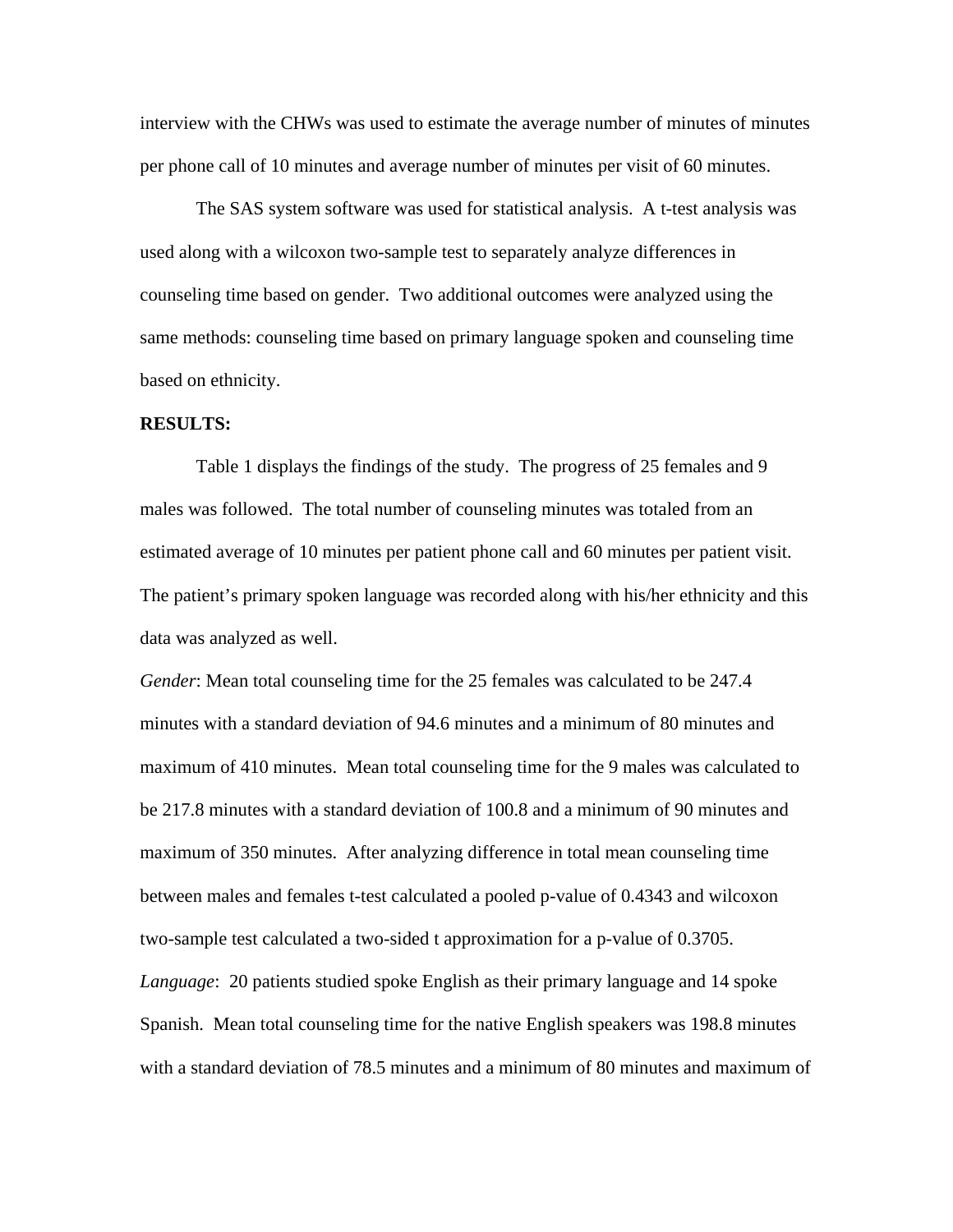interview with the CHWs was used to estimate the average number of minutes of minutes per phone call of 10 minutes and average number of minutes per visit of 60 minutes.

The SAS system software was used for statistical analysis. A t-test analysis was used along with a wilcoxon two-sample test to separately analyze differences in counseling time based on gender. Two additional outcomes were analyzed using the same methods: counseling time based on primary language spoken and counseling time based on ethnicity.

**RESULTS:**

Table 1 displays the findings of the study. The progress of 25 females and 9 males was followed. The total number of counseling minutes was totaled from an estimated average of 10 minutes per patient phone call and 60 minutes per patient visit. The patient's primary spoken language was recorded along with his/her ethnicity and this data was analyzed as well.

*Gender*: Mean total counseling time for the 25 females was calculated to be 247.4 minutes with a standard deviation of 94.6 minutes and a minimum of 80 minutes and maximum of 410 minutes. Mean total counseling time for the 9 males was calculated to be 217.8 minutes with a standard deviation of 100.8 and a minimum of 90 minutes and maximum of 350 minutes. After analyzing difference in total mean counseling time between males and females t-test calculated a pooled p-value of 0.4343 and wilcoxon two-sample test calculated a two-sided t approximation for a p-value of 0.3705.

*Language*: 20 patients studied spoke English as their primary language and 14 spoke Spanish. Mean total counseling time for the native English speakers was 198.8 minutes with a standard deviation of 78.5 minutes and a minimum of 80 minutes and maximum of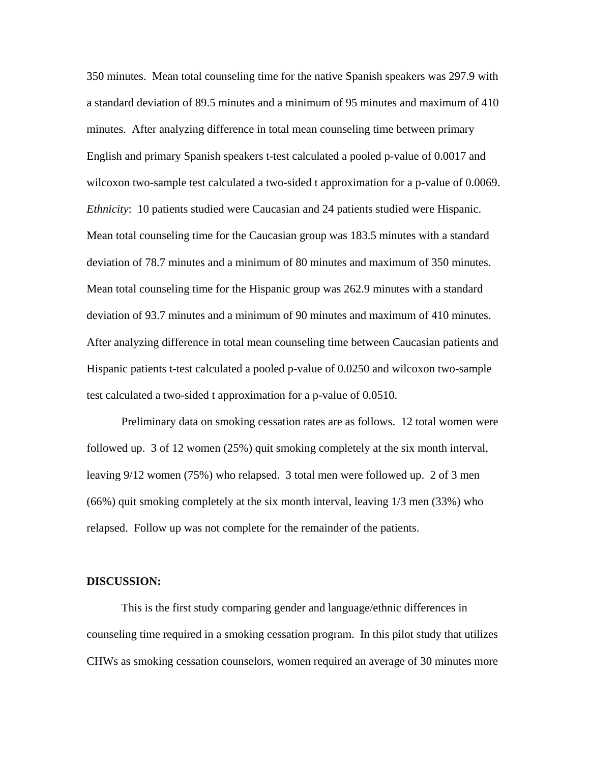350 minutes. Mean total counseling time for the native Spanish speakers was 297.9 with a standard deviation of 89.5 minutes and a minimum of 95 minutes and maximum of 410 minutes. After analyzing difference in total mean counseling time between primary English and primary Spanish speakers t-test calculated a pooled p-value of 0.0017 and wilcoxon two-sample test calculated a two-sided t approximation for a p-value of 0.0069.

*Ethnicity*: 10 patients studied were Caucasian and 24 patients studied were Hispanic. Mean total counseling time for the Caucasian group was 183.5 minutes with a standard deviation of 78.7 minutes and a minimum of 80 minutes and maximum of 350 minutes. Mean total counseling time for the Hispanic group was 262.9 minutes with a standard deviation of 93.7 minutes and a minimum of 90 minutes and maximum of 410 minutes. After analyzing difference in total mean counseling time between Caucasian patients and Hispanic patients t-test calculated a pooled p-value of 0.0250 and wilcoxon two-sample test calculated a two-sided t approximation for a p-value of 0.0510.

Preliminary data on smoking cessation rates are as follows. 12 total women were followed up. 3 of 12 women (25%) quit smoking completely at the six month interval, leaving 9/12 women (75%) who relapsed. 3 total men were followed up. 2 of 3 men (66%) quit smoking completely at the six month interval, leaving 1/3 men (33%) who relapsed. Follow up was not complete for the remainder of the patients.

**DISCUSSION:**

This is the first study comparing gender and language/ethnic differences in counseling time required in a smoking cessation program. In this pilot study that utilizes CHWs as smoking cessation counselors, women required an average of 30 minutes more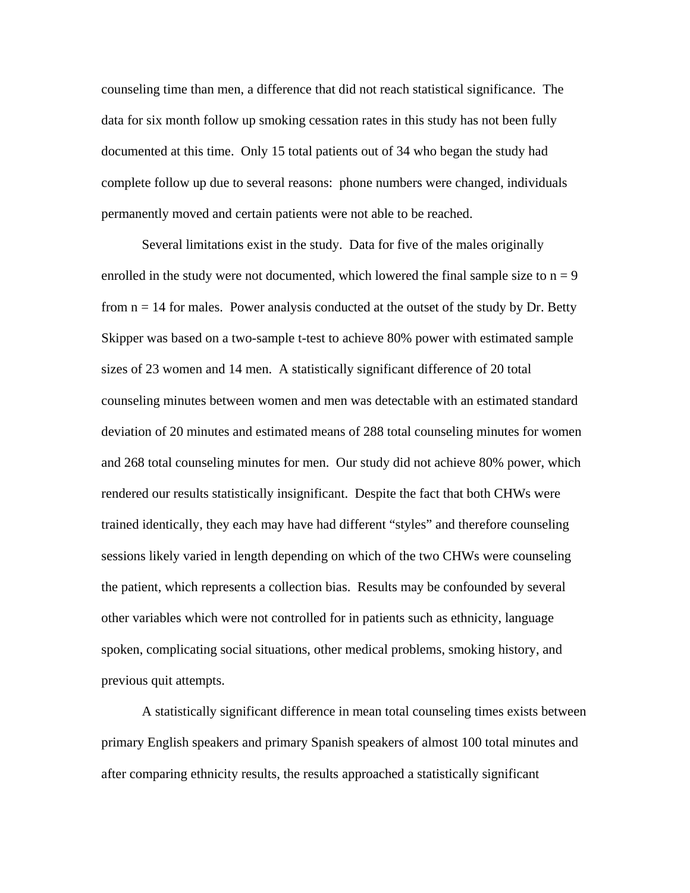counseling time than men, a difference that did not reach statistical significance. The data for six month follow up smoking cessation rates in this study has not been fully documented at this time. Only 15 total patients out of 34 who began the study had complete follow up due to several reasons: phone numbers were changed, individuals permanently moved and certain patients were not able to be reached.

Several limitations exist in the study. Data for five of the males originally enrolled in the study were not documented, which lowered the final sample size to $n = 9$ from $n = 14$ for males. Power analysis conducted at the outset of the study by Dr. Betty Skipper was based on a two-sample t-test to achieve 80% power with estimated sample sizes of 23 women and 14 men. A statistically significant difference of 20 total counseling minutes between women and men was detectable with an estimated standard deviation of 20 minutes and estimated means of 288 total counseling minutes for women and 268 total counseling minutes for men. Our study did not achieve 80% power, which rendered our results statistically insignificant. Despite the fact that both CHWs were trained identically, they each may have had different "styles" and therefore counseling sessions likely varied in length depending on which of the two CHWs were counseling the patient, which represents a collection bias. Results may be confounded by several other variables which were not controlled for in patients such as ethnicity, language spoken, complicating social situations, other medical problems, smoking history, and previous quit attempts.

A statistically significant difference in mean total counseling times exists between primary English speakers and primary Spanish speakers of almost 100 total minutes and after comparing ethnicity results, the results approached a statistically significant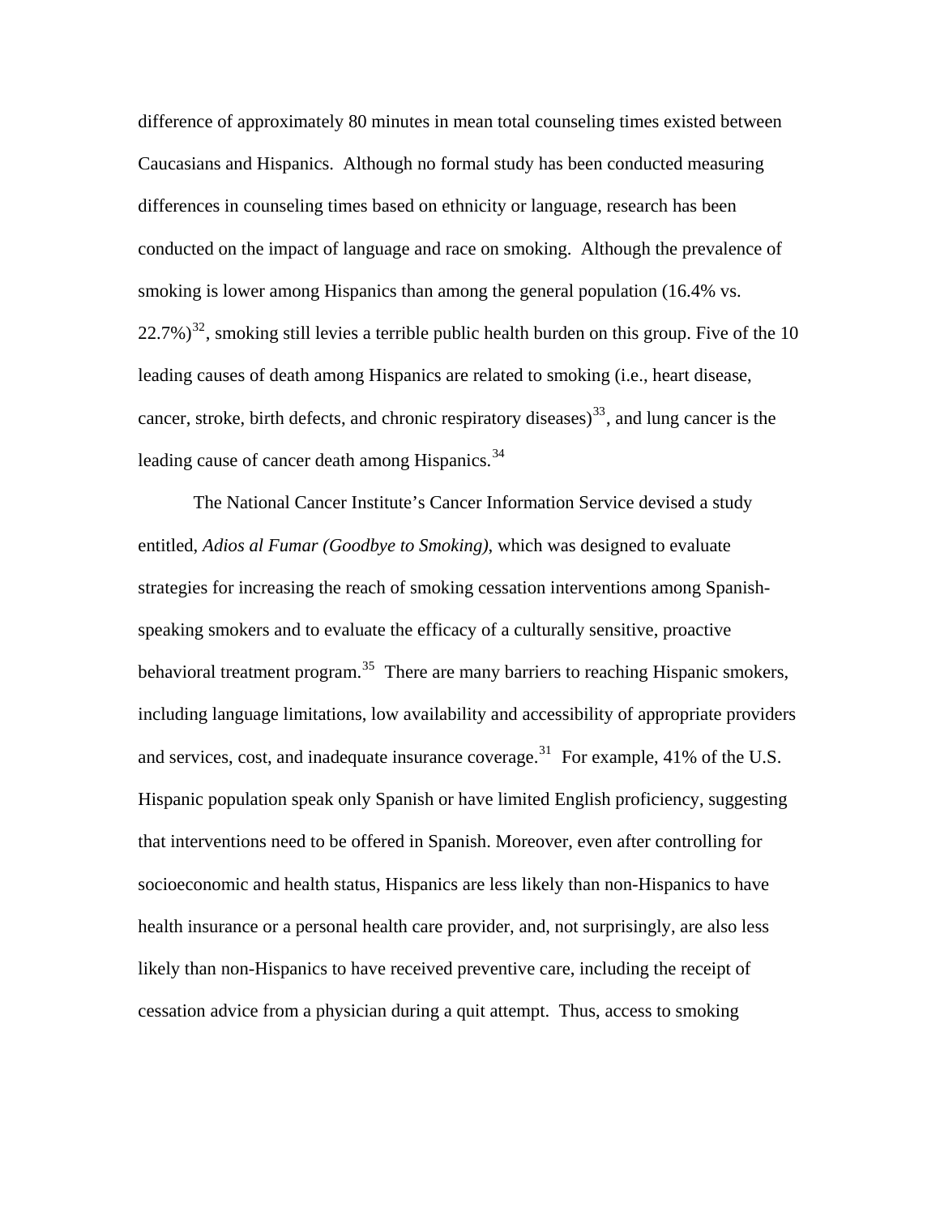difference of approximately 80 minutes in mean total counseling times existed between Caucasians and Hispanics. Although no formal study has been conducted measuring differences in counseling times based on ethnicity or language, research has been conducted on the impact of language and race on smoking. Although the prevalence of smoking is lower among Hispanics than among the general population (16.4% vs. 22.7%)[32], smoking still levies a terrible public health burden on this group. Five of the 10 leading causes of death among Hispanics are related to smoking (i.e., heart disease, cancer, stroke, birth defects, and chronic respiratory diseases)[33], and lung cancer is the leading cause of cancer death among Hispanics.[34]

The National Cancer Institute's Cancer Information Service devised a study entitled, *Adios al Fumar (Goodbye to Smoking)*, which was designed to evaluate strategies for increasing the reach of smoking cessation interventions among Spanish-speaking smokers and to evaluate the efficacy of a culturally sensitive, proactive behavioral treatment program.[35] There are many barriers to reaching Hispanic smokers, including language limitations, low availability and accessibility of appropriate providers and services, cost, and inadequate insurance coverage.[31] For example, 41% of the U.S. Hispanic population speak only Spanish or have limited English proficiency, suggesting that interventions need to be offered in Spanish. Moreover, even after controlling for socioeconomic and health status, Hispanics are less likely than non-Hispanics to have health insurance or a personal health care provider, and, not surprisingly, are also less likely than non-Hispanics to have received preventive care, including the receipt of cessation advice from a physician during a quit attempt. Thus, access to smoking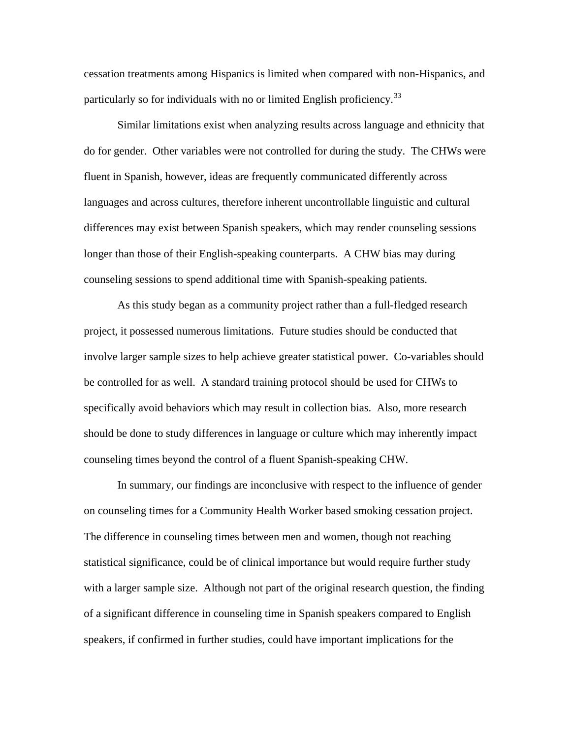cessation treatments among Hispanics is limited when compared with non-Hispanics, and particularly so for individuals with no or limited English proficiency.[33]

Similar limitations exist when analyzing results across language and ethnicity that do for gender. Other variables were not controlled for during the study. The CHWs were fluent in Spanish, however, ideas are frequently communicated differently across languages and across cultures, therefore inherent uncontrollable linguistic and cultural differences may exist between Spanish speakers, which may render counseling sessions longer than those of their English-speaking counterparts. A CHW bias may during counseling sessions to spend additional time with Spanish-speaking patients.

As this study began as a community project rather than a full-fledged research project, it possessed numerous limitations. Future studies should be conducted that involve larger sample sizes to help achieve greater statistical power. Co-variables should be controlled for as well. A standard training protocol should be used for CHWs to specifically avoid behaviors which may result in collection bias. Also, more research should be done to study differences in language or culture which may inherently impact counseling times beyond the control of a fluent Spanish-speaking CHW.

In summary, our findings are inconclusive with respect to the influence of gender on counseling times for a Community Health Worker based smoking cessation project. The difference in counseling times between men and women, though not reaching statistical significance, could be of clinical importance but would require further study with a larger sample size. Although not part of the original research question, the finding of a significant difference in counseling time in Spanish speakers compared to English speakers, if confirmed in further studies, could have important implications for the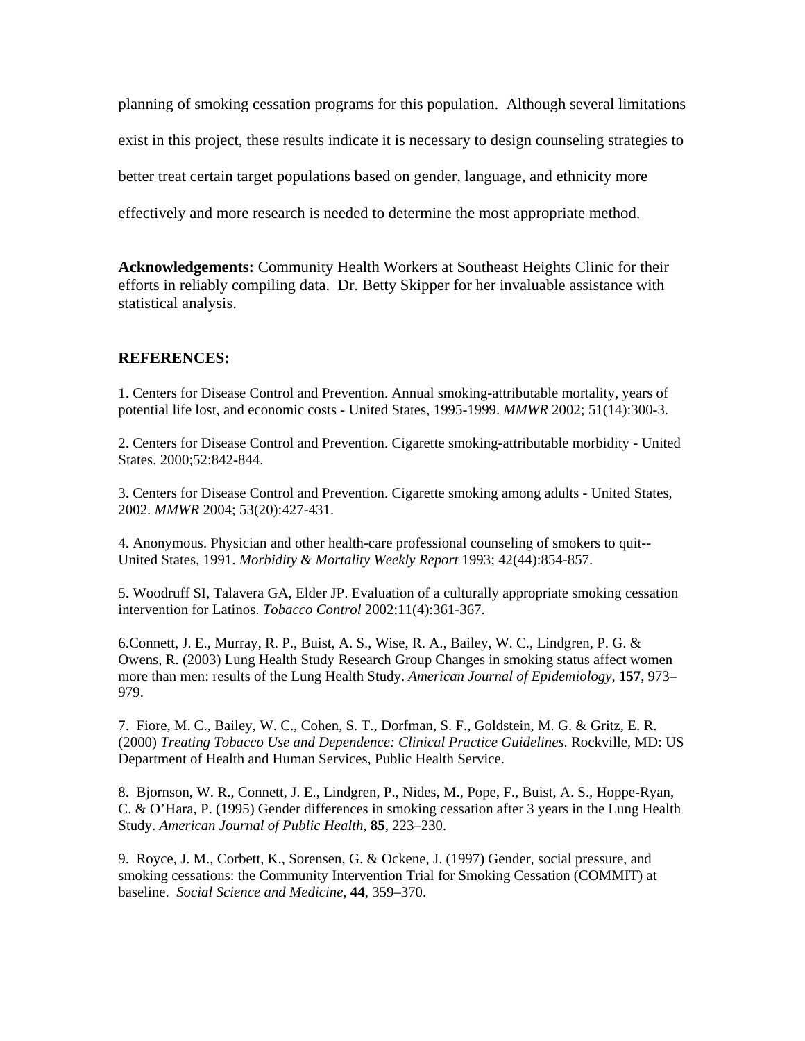planning of smoking cessation programs for this population. Although several limitations exist in this project, these results indicate it is necessary to design counseling strategies to better treat certain target populations based on gender, language, and ethnicity more effectively and more research is needed to determine the most appropriate method.

**Acknowledgements:** Community Health Workers at Southeast Heights Clinic for their efforts in reliably compiling data. Dr. Betty Skipper for her invaluable assistance with statistical analysis.

**REFERENCES:**

1. Centers for Disease Control and Prevention. Annual smoking-attributable mortality, years of potential life lost, and economic costs - United States, 1995-1999. *MMWR* 2002; 51(14):300-3.

2. Centers for Disease Control and Prevention. Cigarette smoking-attributable morbidity - United States. 2000;52:842-844.

3. Centers for Disease Control and Prevention. Cigarette smoking among adults - United States, 2002. *MMWR* 2004; 53(20):427-431.

4. Anonymous. Physician and other health-care professional counseling of smokers to quit--United States, 1991. *Morbidity & Mortality Weekly Report* 1993; 42(44):854-857.

5. Woodruff SI, Talavera GA, Elder JP. Evaluation of a culturally appropriate smoking cessation intervention for Latinos. *Tobacco Control* 2002;11(4):361-367.

6.Connett, J. E., Murray, R. P., Buist, A. S., Wise, R. A., Bailey, W. C., Lindgren, P. G. & Owens, R. (2003) Lung Health Study Research Group Changes in smoking status affect women more than men: results of the Lung Health Study. *American Journal of Epidemiology*, **157**, 973–979.

7. Fiore, M. C., Bailey, W. C., Cohen, S. T., Dorfman, S. F., Goldstein, M. G. & Gritz, E. R. (2000) *Treating Tobacco Use and Dependence: Clinical Practice Guidelines*. Rockville, MD: US Department of Health and Human Services, Public Health Service.

8. Bjornson, W. R., Connett, J. E., Lindgren, P., Nides, M., Pope, F., Buist, A. S., Hoppe-Ryan, C. & O'Hara, P. (1995) Gender differences in smoking cessation after 3 years in the Lung Health Study. *American Journal of Public Health*, **85**, 223–230.

9. Royce, J. M., Corbett, K., Sorensen, G. & Ockene, J. (1997) Gender, social pressure, and smoking cessations: the Community Intervention Trial for Smoking Cessation (COMMIT) at baseline. *Social Science and Medicine*, **44**, 359–370.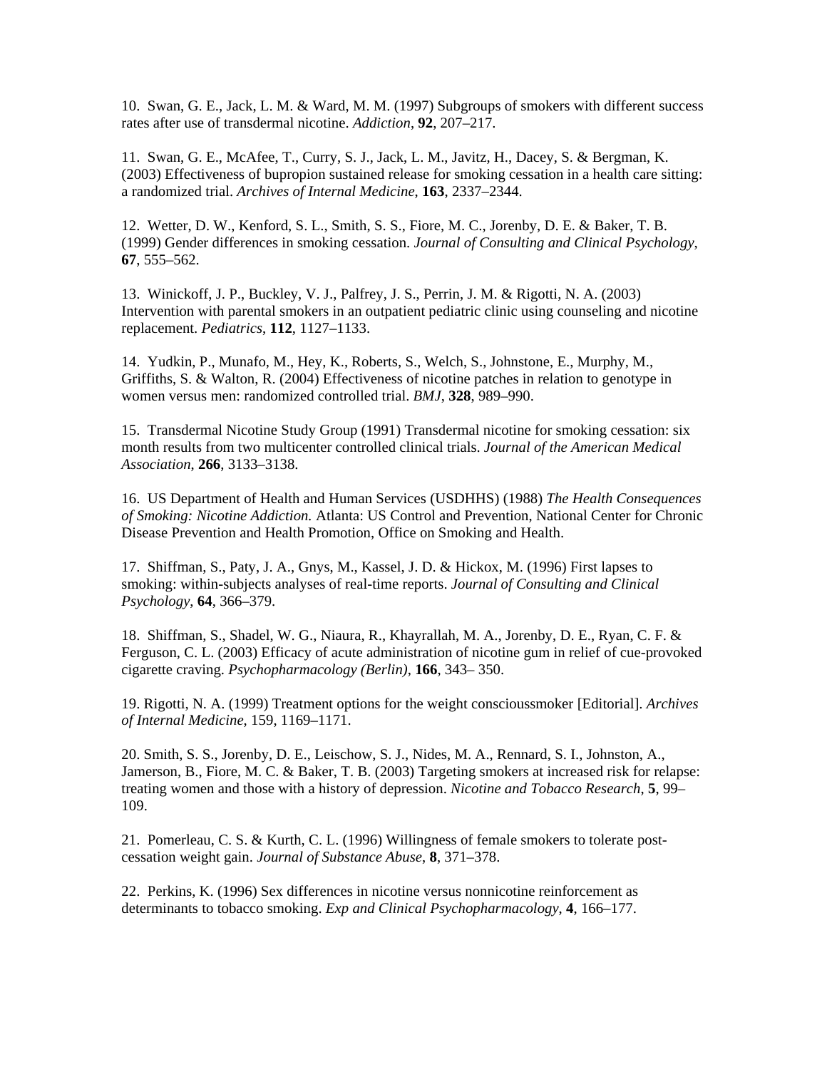10. Swan, G. E., Jack, L. M. & Ward, M. M. (1997) Subgroups of smokers with different success rates after use of transdermal nicotine. *Addiction*, **92**, 207–217.

11. Swan, G. E., McAfee, T., Curry, S. J., Jack, L. M., Javitz, H., Dacey, S. & Bergman, K. (2003) Effectiveness of bupropion sustained release for smoking cessation in a health care sitting: a randomized trial. *Archives of Internal Medicine*, **163**, 2337–2344.

12. Wetter, D. W., Kenford, S. L., Smith, S. S., Fiore, M. C., Jorenby, D. E. & Baker, T. B. (1999) Gender differences in smoking cessation. *Journal of Consulting and Clinical Psychology*, **67**, 555–562.

13. Winickoff, J. P., Buckley, V. J., Palfrey, J. S., Perrin, J. M. & Rigotti, N. A. (2003) Intervention with parental smokers in an outpatient pediatric clinic using counseling and nicotine replacement. *Pediatrics*, **112**, 1127–1133.

14. Yudkin, P., Munafo, M., Hey, K., Roberts, S., Welch, S., Johnstone, E., Murphy, M., Griffiths, S. & Walton, R. (2004) Effectiveness of nicotine patches in relation to genotype in women versus men: randomized controlled trial. *BMJ*, **328**, 989–990.

15. Transdermal Nicotine Study Group (1991) Transdermal nicotine for smoking cessation: six month results from two multicenter controlled clinical trials. *Journal of the American Medical Association*, **266**, 3133–3138.

16. US Department of Health and Human Services (USDHHS) (1988) *The Health Consequences of Smoking: Nicotine Addiction.* Atlanta: US Control and Prevention, National Center for Chronic Disease Prevention and Health Promotion, Office on Smoking and Health.

17. Shiffman, S., Paty, J. A., Gnys, M., Kassel, J. D. & Hickox, M. (1996) First lapses to smoking: within-subjects analyses of real-time reports. *Journal of Consulting and Clinical Psychology*, **64**, 366–379.

18. Shiffman, S., Shadel, W. G., Niaura, R., Khayrallah, M. A., Jorenby, D. E., Ryan, C. F. & Ferguson, C. L. (2003) Efficacy of acute administration of nicotine gum in relief of cue-provoked cigarette craving. *Psychopharmacology (Berlin)*, **166**, 343– 350.

19. Rigotti, N. A. (1999) Treatment options for the weight conscioussmoker [Editorial]. *Archives of Internal Medicine*, 159, 1169–1171.

20. Smith, S. S., Jorenby, D. E., Leischow, S. J., Nides, M. A., Rennard, S. I., Johnston, A., Jamerson, B., Fiore, M. C. & Baker, T. B. (2003) Targeting smokers at increased risk for relapse: treating women and those with a history of depression. *Nicotine and Tobacco Research*, **5**, 99–109.

21. Pomerleau, C. S. & Kurth, C. L. (1996) Willingness of female smokers to tolerate post-cessation weight gain. *Journal of Substance Abuse*, **8**, 371–378.

22. Perkins, K. (1996) Sex differences in nicotine versus nonnicotine reinforcement as determinants to tobacco smoking. *Exp and Clinical Psychopharmacology*, **4**, 166–177.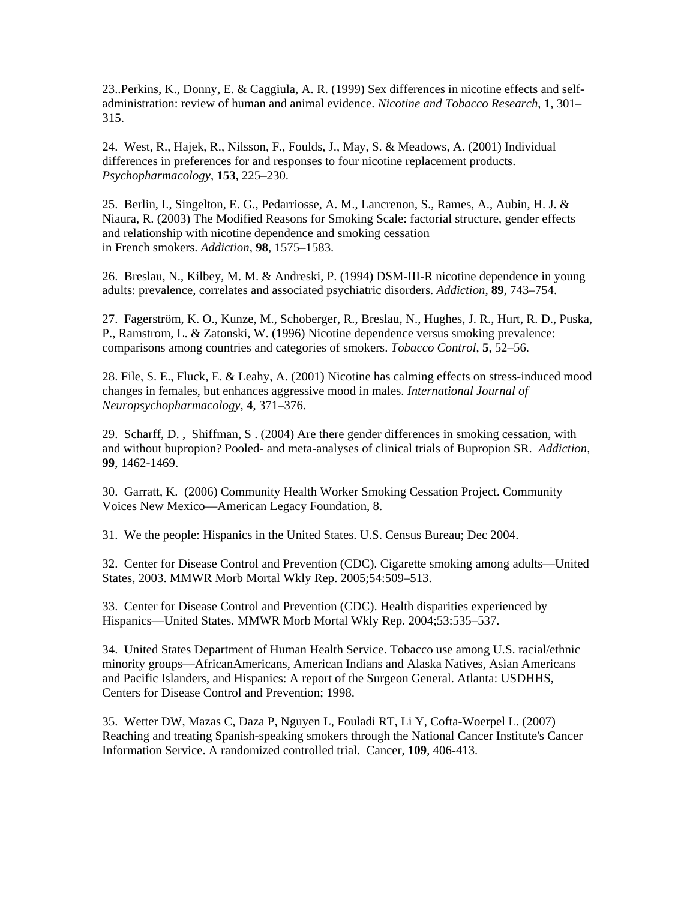23..Perkins, K., Donny, E. & Caggiula, A. R. (1999) Sex differences in nicotine effects and self-administration: review of human and animal evidence. *Nicotine and Tobacco Research*, **1**, 301–315.

24. West, R., Hajek, R., Nilsson, F., Foulds, J., May, S. & Meadows, A. (2001) Individual differences in preferences for and responses to four nicotine replacement products. *Psychopharmacology*, **153**, 225–230.

25. Berlin, I., Singelton, E. G., Pedarriosse, A. M., Lancrenon, S., Rames, A., Aubin, H. J. & Niaura, R. (2003) The Modified Reasons for Smoking Scale: factorial structure, gender effects and relationship with nicotine dependence and smoking cessation in French smokers. *Addiction*, **98**, 1575–1583.

26. Breslau, N., Kilbey, M. M. & Andreski, P. (1994) DSM-III-R nicotine dependence in young adults: prevalence, correlates and associated psychiatric disorders. *Addiction*, **89**, 743–754.

27. Fagerström, K. O., Kunze, M., Schoberger, R., Breslau, N., Hughes, J. R., Hurt, R. D., Puska, P., Ramstrom, L. & Zatonski, W. (1996) Nicotine dependence versus smoking prevalence: comparisons among countries and categories of smokers. *Tobacco Control*, **5**, 52–56.

28. File, S. E., Fluck, E. & Leahy, A. (2001) Nicotine has calming effects on stress-induced mood changes in females, but enhances aggressive mood in males. *International Journal of Neuropsychopharmacology*, **4**, 371–376.

29. Scharff, D. , Shiffman, S . (2004) Are there gender differences in smoking cessation, with and without bupropion? Pooled- and meta-analyses of clinical trials of Bupropion SR. *Addiction*, **99**, 1462-1469.

30. Garratt, K. (2006) Community Health Worker Smoking Cessation Project. Community Voices New Mexico—American Legacy Foundation, 8.

31. We the people: Hispanics in the United States. U.S. Census Bureau; Dec 2004.

32. Center for Disease Control and Prevention (CDC). Cigarette smoking among adults—United States, 2003. MMWR Morb Mortal Wkly Rep. 2005;54:509–513.

33. Center for Disease Control and Prevention (CDC). Health disparities experienced by Hispanics—United States. MMWR Morb Mortal Wkly Rep. 2004;53:535–537.

34. United States Department of Human Health Service. Tobacco use among U.S. racial/ethnic minority groups—AfricanAmericans, American Indians and Alaska Natives, Asian Americans and Pacific Islanders, and Hispanics: A report of the Surgeon General. Atlanta: USDHHS, Centers for Disease Control and Prevention; 1998.

35. Wetter DW, Mazas C, Daza P, Nguyen L, Fouladi RT, Li Y, Cofta-Woerpel L. (2007) Reaching and treating Spanish-speaking smokers through the National Cancer Institute's Cancer Information Service. A randomized controlled trial. Cancer, **109**, 406-413.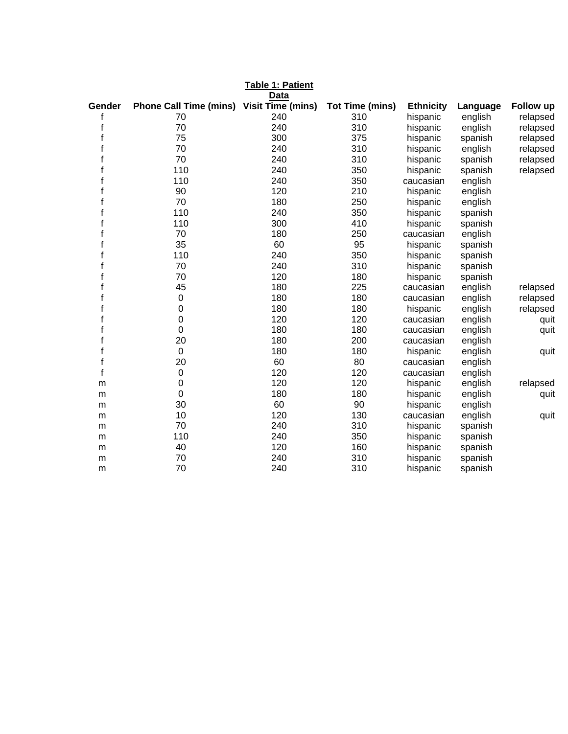**Table 1: Patient Data**

| Gender | Phone Call Time (mins) | Visit Time (mins) | Tot Time (mins) | Ethnicity | Language | Follow up |
|---|---|---|---|---|---|---|
| f | 70 | 240 | 310 | hispanic | english | relapsed |
| f | 70 | 240 | 310 | hispanic | english | relapsed |
| f | 75 | 300 | 375 | hispanic | spanish | relapsed |
| f | 70 | 240 | 310 | hispanic | english | relapsed |
| f | 70 | 240 | 310 | hispanic | spanish | relapsed |
| f | 110 | 240 | 350 | hispanic | spanish | relapsed |
| f | 110 | 240 | 350 | caucasian | english | |
| f | 90 | 120 | 210 | hispanic | english | |
| f | 70 | 180 | 250 | hispanic | english | |
| f | 110 | 240 | 350 | hispanic | spanish | |
| f | 110 | 300 | 410 | hispanic | spanish | |
| f | 70 | 180 | 250 | caucasian | english | |
| f | 35 | 60 | 95 | hispanic | spanish | |
| f | 110 | 240 | 350 | hispanic | spanish | |
| f | 70 | 240 | 310 | hispanic | spanish | |
| f | 70 | 120 | 180 | hispanic | spanish | |
| f | 45 | 180 | 225 | caucasian | english | relapsed |
| f | 0 | 180 | 180 | caucasian | english | relapsed |
| f | 0 | 180 | 180 | hispanic | english | relapsed |
| f | 0 | 120 | 120 | caucasian | english | quit |
| f | 0 | 180 | 180 | caucasian | english | quit |
| f | 20 | 180 | 200 | caucasian | english | |
| f | 0 | 180 | 180 | hispanic | english | quit |
| f | 20 | 60 | 80 | caucasian | english | |
| f | 0 | 120 | 120 | caucasian | english | |
| m | 0 | 120 | 120 | hispanic | english | relapsed |
| m | 0 | 180 | 180 | hispanic | english | quit |
| m | 30 | 60 | 90 | hispanic | english | |
| m | 10 | 120 | 130 | caucasian | english | quit |
| m | 70 | 240 | 310 | hispanic | spanish | |
| m | 110 | 240 | 350 | hispanic | spanish | |
| m | 40 | 120 | 160 | hispanic | spanish | |
| m | 70 | 240 | 310 | hispanic | spanish | |
| m | 70 | 240 | 310 | hispanic | spanish | |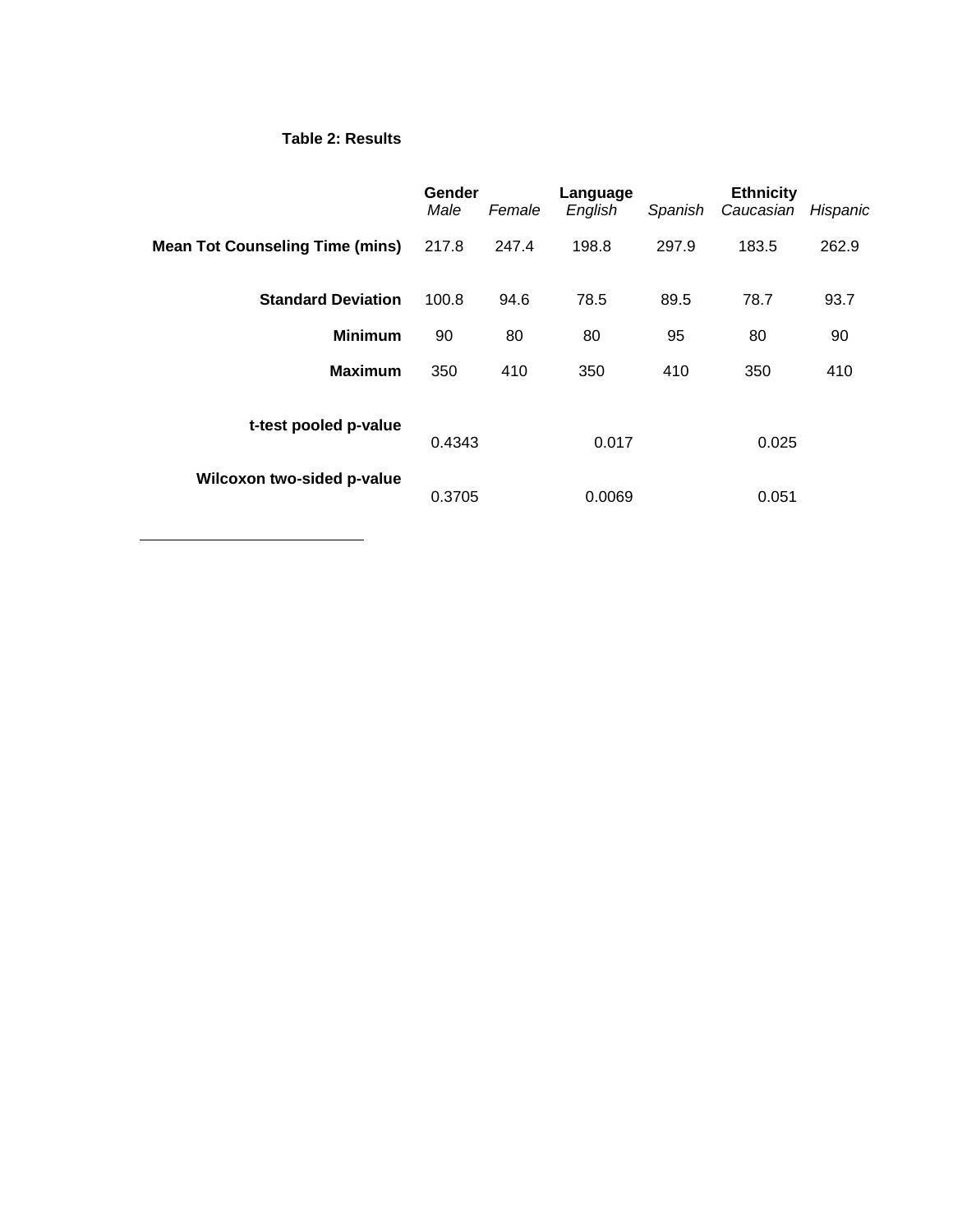**Table 2: Results**

| | Gender | | Language | | Ethnicity | |
|---|---|---|---|---|---|---|
| | *Male* | *Female* | *English* | *Spanish* | *Caucasian* | *Hispanic* |
| **Mean Tot Counseling Time (mins)** | 217.8 | 247.4 | 198.8 | 297.9 | 183.5 | 262.9 |
| **Standard Deviation** | 100.8 | 94.6 | 78.5 | 89.5 | 78.7 | 93.7 |
| **Minimum** | 90 | 80 | 80 | 95 | 80 | 90 |
| **Maximum** | 350 | 410 | 350 | 410 | 350 | 410 |
| **t-test pooled p-value** | 0.4343 | | 0.017 | | 0.025 | |
| **Wilcoxon two-sided p-value** | 0.3705 | | 0.0069 | | 0.051 | |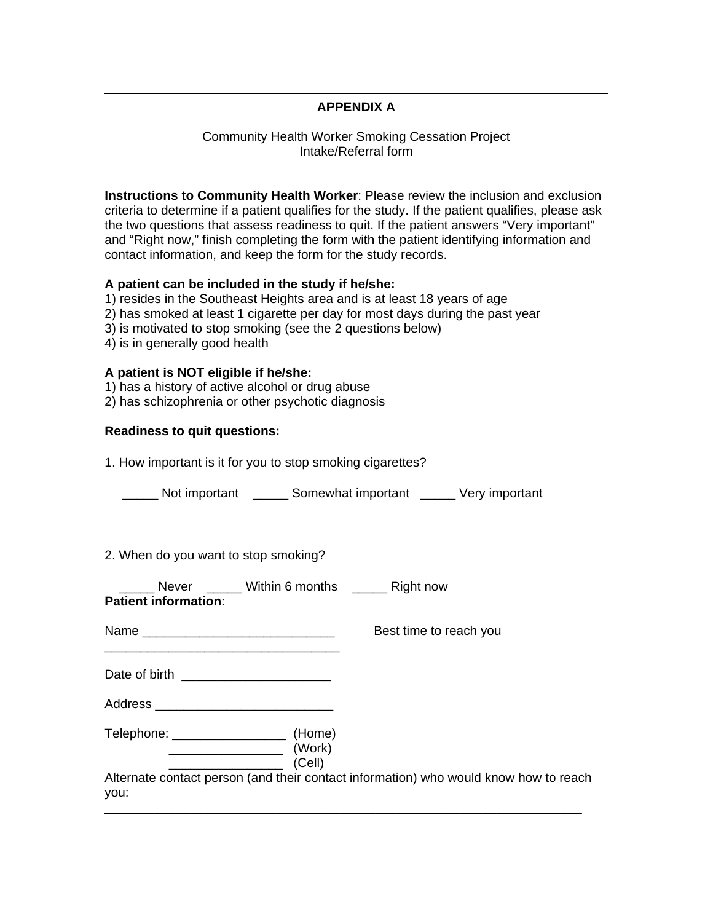---

## APPENDIX A

Community Health Worker Smoking Cessation Project
Intake/Referral form

**Instructions to Community Health Worker**: Please review the inclusion and exclusion criteria to determine if a patient qualifies for the study. If the patient qualifies, please ask the two questions that assess readiness to quit. If the patient answers “Very important” and “Right now,” finish completing the form with the patient identifying information and contact information, and keep the form for the study records.

**A patient can be included in the study if he/she:**
1) resides in the Southeast Heights area and is at least 18 years of age
2) has smoked at least 1 cigarette per day for most days during the past year
3) is motivated to stop smoking (see the 2 questions below)
4) is in generally good health

**A patient is NOT eligible if he/she:**
1) has a history of active alcohol or drug abuse
2) has schizophrenia or other psychotic diagnosis

**Readiness to quit questions:**

1. How important is it for you to stop smoking cigarettes?

_____ Not important _____ Somewhat important _____ Very important

2. When do you want to stop smoking?

_____ Never _____ Within 6 months _____ Right now

**Patient information**:

Name ___________________________ Best time to reach you _________________________________

Date of birth _____________________

Address _________________________

Telephone: ________________ (Home)
________________ (Work)
________________ (Cell)

Alternate contact person (and their contact information) who would know how to reach you:
_______________________________________________________________________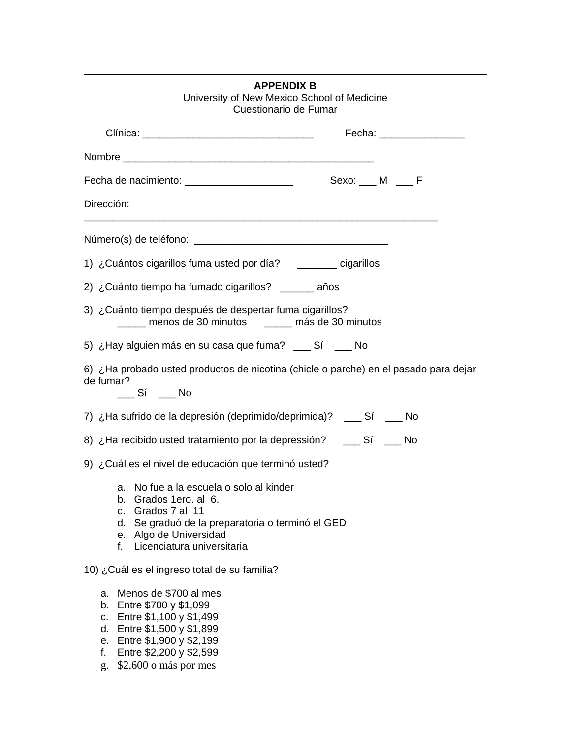**APPENDIX B**

University of New Mexico School of Medicine

Cuestionario de Fumar

Clínica: ______________________________ Fecha: _______________

Nombre ____________________________________________

Fecha de nacimiento: ___________________ Sexo: ___ M ___ F

Dirección: ______________________________________________________________

Número(s) de teléfono: __________________________________

1) ¿Cuántos cigarillos fuma usted por día? _______ cigarillos

2) ¿Cuánto tiempo ha fumado cigarillos? ______ años

3) ¿Cuánto tiempo después de despertar fuma cigarillos?
   _____ menos de 30 minutos _____ más de 30 minutos

5) ¿Hay alguien más en su casa que fuma? ___ Sí ___ No

6) ¿Ha probado usted productos de nicotina (chicle o parche) en el pasado para dejar de fumar?
   ___ Sí ___ No

7) ¿Ha sufrido de la depresión (deprimido/deprimida)? ___ Sí ___ No

8) ¿Ha recibido usted tratamiento por la depressión? ___ Sí ___ No

9) ¿Cuál es el nivel de educación que terminó usted?

   a. No fue a la escuela o solo al kinder
   b. Grados 1ero. al 6.
   c. Grados 7 al 11
   d. Se graduó de la preparatoria o terminó el GED
   e. Algo de Universidad
   f. Licenciatura universitaria

10) ¿Cuál es el ingreso total de su familia?

   a. Menos de $700 al mes
   b. Entre $700 y $1,099
   c. Entre $1,100 y $1,499
   d. Entre $1,500 y $1,899
   e. Entre $1,900 y $2,199
   f. Entre $2,200 y $2,599
   g. $2,600 o más por mes